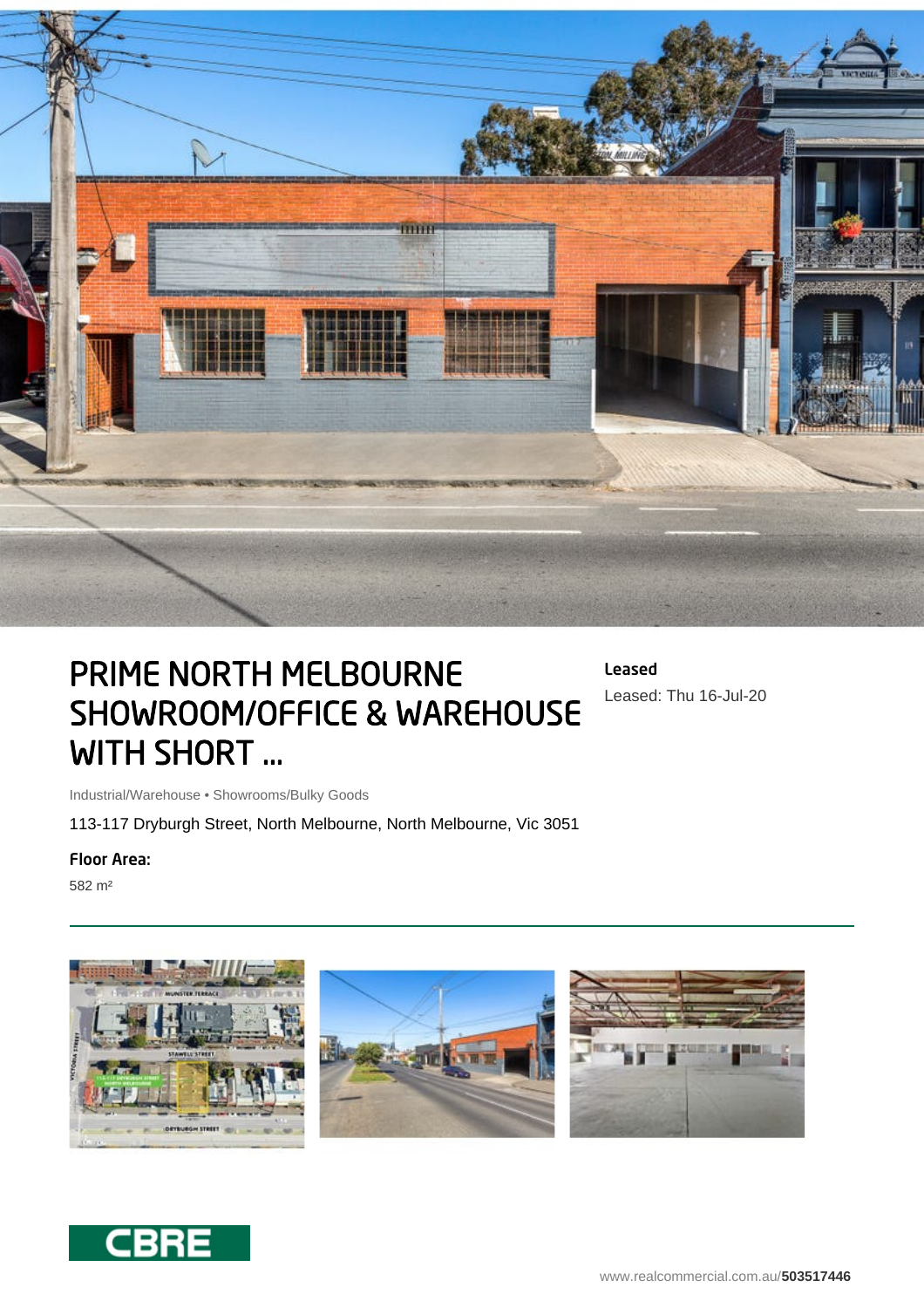# PRIME NORTH MELBOURNE SHOWROOM/OFFICE & WAREHOUSE WITH SHORT ...

**Leased**

Leased: Thu 16-Jul-20

Industrial/Warehouse • Showrooms/Bulky Goods

113-117 Dryburgh Street, North Melbourne, North Melbourne, Vic 3051

**Floor Area:**

582 m²

www.realcommercial.com.au/**503517446**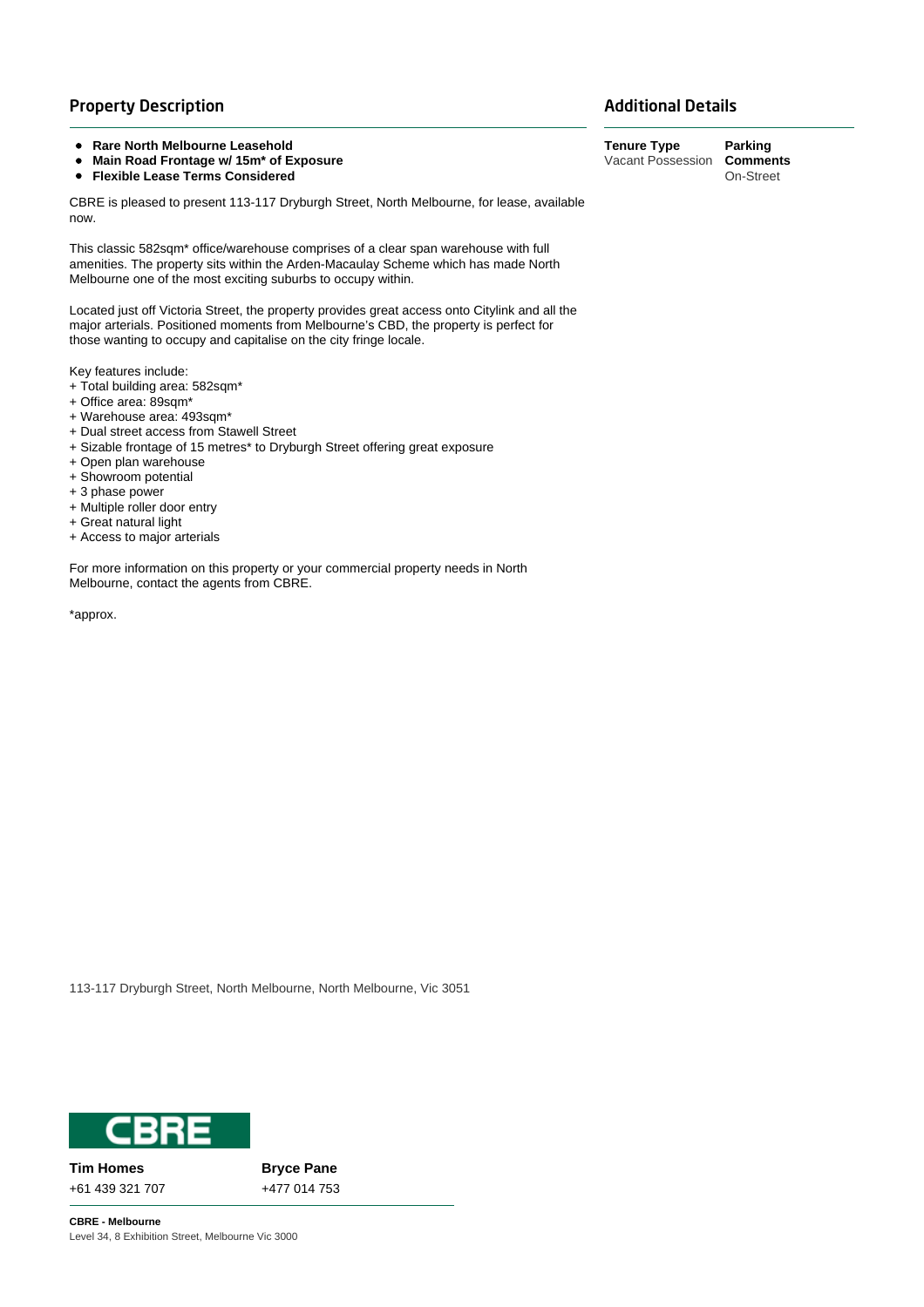## Property Description

- **Rare North Melbourne Leasehold**
- **Main Road Frontage w/ 15m* of Exposure**
- **Flexible Lease Terms Considered**

CBRE is pleased to present 113-117 Dryburgh Street, North Melbourne, for lease, available now.

This classic 582sqm* office/warehouse comprises of a clear span warehouse with full amenities. The property sits within the Arden-Macaulay Scheme which has made North Melbourne one of the most exciting suburbs to occupy within.

Located just off Victoria Street, the property provides great access onto Citylink and all the major arterials. Positioned moments from Melbourne's CBD, the property is perfect for those wanting to occupy and capitalise on the city fringe locale.

Key features include:
+ Total building area: 582sqm*
+ Office area: 89sqm*
+ Warehouse area: 493sqm*
+ Dual street access from Stawell Street
+ Sizable frontage of 15 metres* to Dryburgh Street offering great exposure
+ Open plan warehouse
+ Showroom potential
+ 3 phase power
+ Multiple roller door entry
+ Great natural light
+ Access to major arterials

For more information on this property or your commercial property needs in North Melbourne, contact the agents from CBRE.

*approx.

## Additional Details

**Tenure Type**
Vacant Possession

**Parking Comments**
On-Street

113-117 Dryburgh Street, North Melbourne, North Melbourne, Vic 3051

CBRE

**Tim Homes**
+61 439 321 707

**Bryce Pane**
+477 014 753

**CBRE - Melbourne**
Level 34, 8 Exhibition Street, Melbourne Vic 3000